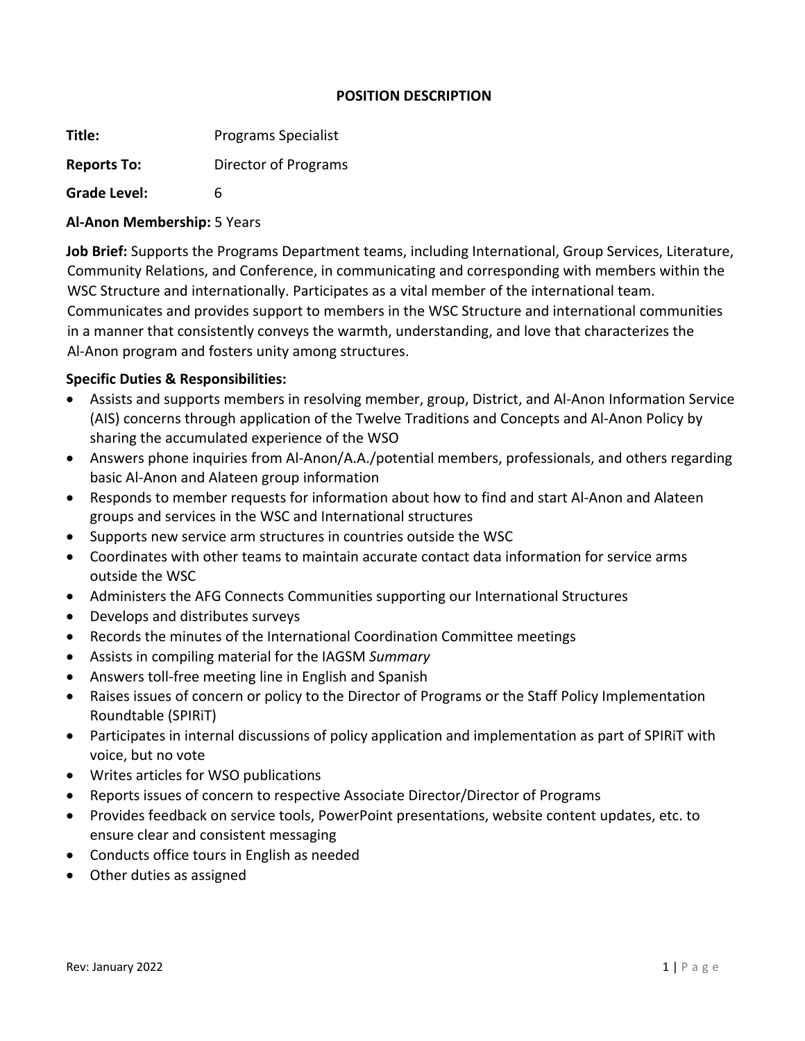# POSITION DESCRIPTION

**Title:** Programs Specialist

**Reports To:** Director of Programs

**Grade Level:** 6

**Al-Anon Membership:** 5 Years

**Job Brief:** Supports the Programs Department teams, including International, Group Services, Literature, Community Relations, and Conference, in communicating and corresponding with members within the WSC Structure and internationally. Participates as a vital member of the international team. Communicates and provides support to members in the WSC Structure and international communities in a manner that consistently conveys the warmth, understanding, and love that characterizes the Al-Anon program and fosters unity among structures.

**Specific Duties & Responsibilities:**

- Assists and supports members in resolving member, group, District, and Al-Anon Information Service (AIS) concerns through application of the Twelve Traditions and Concepts and Al-Anon Policy by sharing the accumulated experience of the WSO
- Answers phone inquiries from Al-Anon/A.A./potential members, professionals, and others regarding basic Al-Anon and Alateen group information
- Responds to member requests for information about how to find and start Al-Anon and Alateen groups and services in the WSC and International structures
- Supports new service arm structures in countries outside the WSC
- Coordinates with other teams to maintain accurate contact data information for service arms outside the WSC
- Administers the AFG Connects Communities supporting our International Structures
- Develops and distributes surveys
- Records the minutes of the International Coordination Committee meetings
- Assists in compiling material for the IAGSM *Summary*
- Answers toll-free meeting line in English and Spanish
- Raises issues of concern or policy to the Director of Programs or the Staff Policy Implementation Roundtable (SPIRiT)
- Participates in internal discussions of policy application and implementation as part of SPIRiT with voice, but no vote
- Writes articles for WSO publications
- Reports issues of concern to respective Associate Director/Director of Programs
- Provides feedback on service tools, PowerPoint presentations, website content updates, etc. to ensure clear and consistent messaging
- Conducts office tours in English as needed
- Other duties as assigned

Rev: January 2022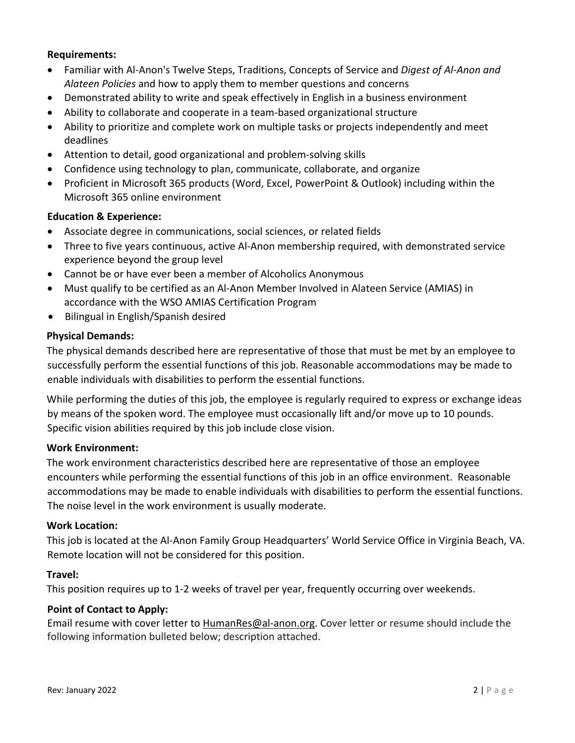**Requirements:**

- Familiar with Al-Anon's Twelve Steps, Traditions, Concepts of Service and *Digest of Al-Anon and Alateen Policies* and how to apply them to member questions and concerns
- Demonstrated ability to write and speak effectively in English in a business environment
- Ability to collaborate and cooperate in a team-based organizational structure
- Ability to prioritize and complete work on multiple tasks or projects independently and meet deadlines
- Attention to detail, good organizational and problem-solving skills
- Confidence using technology to plan, communicate, collaborate, and organize
- Proficient in Microsoft 365 products (Word, Excel, PowerPoint & Outlook) including within the Microsoft 365 online environment

**Education & Experience:**

- Associate degree in communications, social sciences, or related fields
- Three to five years continuous, active Al-Anon membership required, with demonstrated service experience beyond the group level
- Cannot be or have ever been a member of Alcoholics Anonymous
- Must qualify to be certified as an Al-Anon Member Involved in Alateen Service (AMIAS) in accordance with the WSO AMIAS Certification Program
- Bilingual in English/Spanish desired

**Physical Demands:**

The physical demands described here are representative of those that must be met by an employee to successfully perform the essential functions of this job. Reasonable accommodations may be made to enable individuals with disabilities to perform the essential functions.

While performing the duties of this job, the employee is regularly required to express or exchange ideas by means of the spoken word. The employee must occasionally lift and/or move up to 10 pounds. Specific vision abilities required by this job include close vision.

**Work Environment:**

The work environment characteristics described here are representative of those an employee encounters while performing the essential functions of this job in an office environment. Reasonable accommodations may be made to enable individuals with disabilities to perform the essential functions. The noise level in the work environment is usually moderate.

**Work Location:**

This job is located at the Al-Anon Family Group Headquarters' World Service Office in Virginia Beach, VA. Remote location will not be considered for this position.

**Travel:**

This position requires up to 1-2 weeks of travel per year, frequently occurring over weekends.

**Point of Contact to Apply:**

Email resume with cover letter to HumanRes@al-anon.org. Cover letter or resume should include the following information bulleted below; description attached.

Rev: January 2022